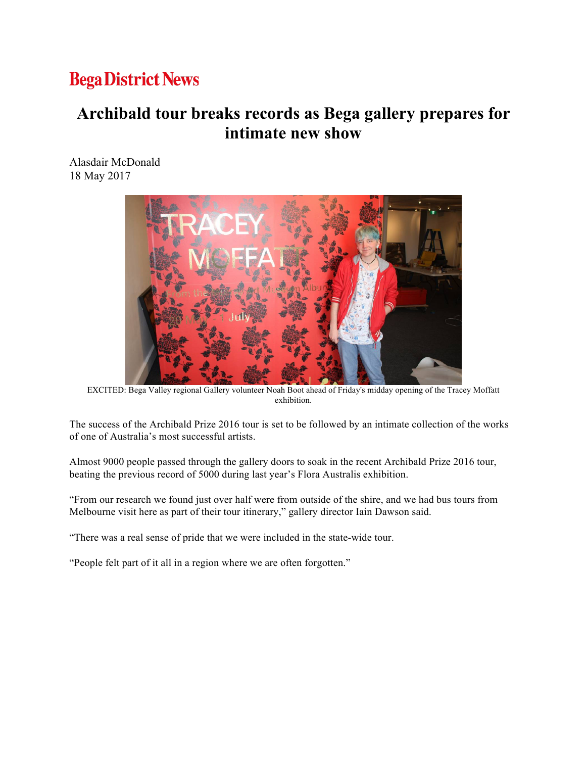Bega District News

# Archibald tour breaks records as Bega gallery prepares for intimate new show

Alasdair McDonald
18 May 2017

EXCITED: Bega Valley regional Gallery volunteer Noah Boot ahead of Friday's midday opening of the Tracey Moffatt exhibition.

The success of the Archibald Prize 2016 tour is set to be followed by an intimate collection of the works of one of Australia's most successful artists.

Almost 9000 people passed through the gallery doors to soak in the recent Archibald Prize 2016 tour, beating the previous record of 5000 during last year's Flora Australis exhibition.

"From our research we found just over half were from outside of the shire, and we had bus tours from Melbourne visit here as part of their tour itinerary," gallery director Iain Dawson said.

"There was a real sense of pride that we were included in the state-wide tour.

"People felt part of it all in a region where we are often forgotten."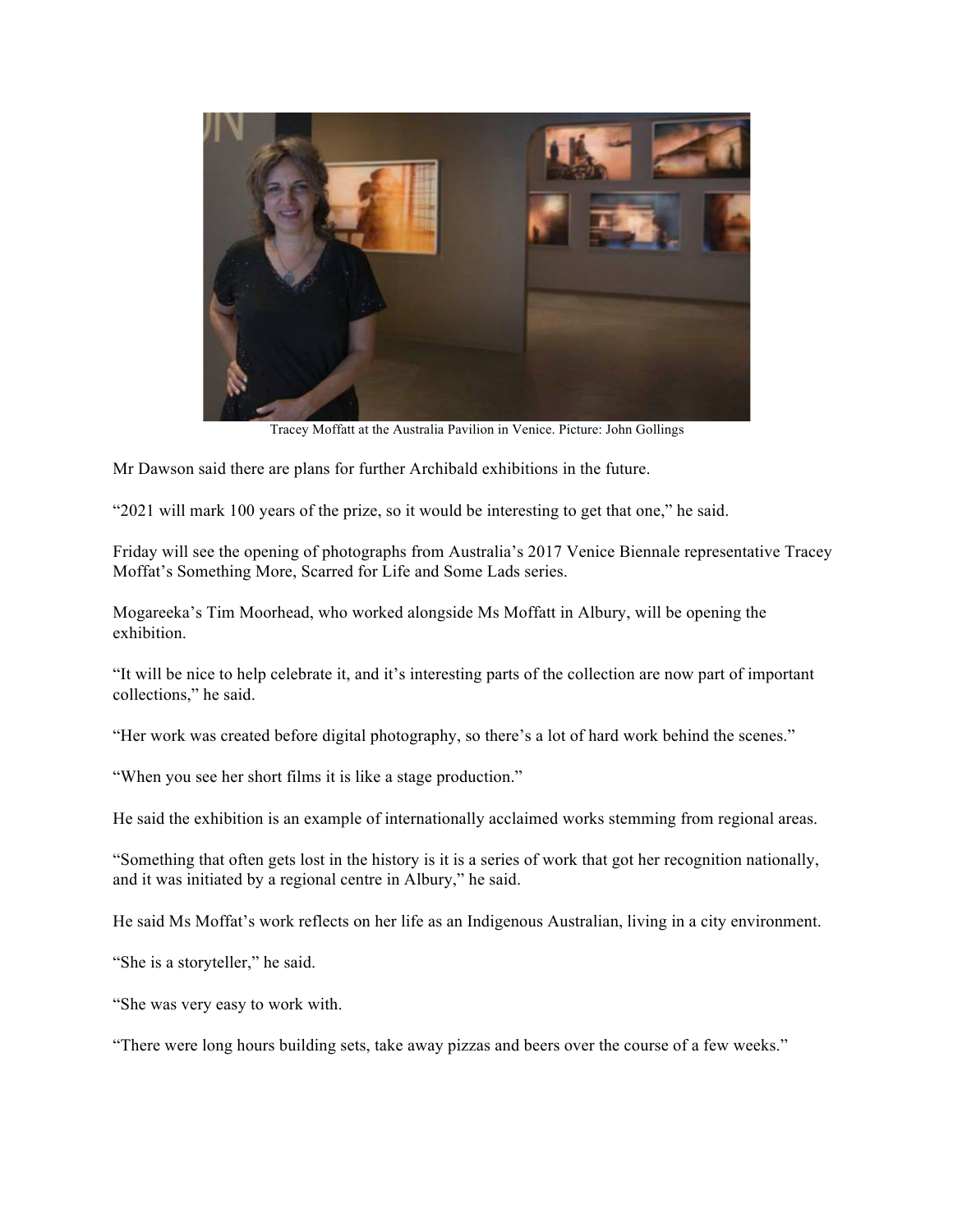Tracey Moffatt at the Australia Pavilion in Venice. Picture: John Gollings

Mr Dawson said there are plans for further Archibald exhibitions in the future.

“2021 will mark 100 years of the prize, so it would be interesting to get that one,” he said.

Friday will see the opening of photographs from Australia’s 2017 Venice Biennale representative Tracey Moffat’s Something More, Scarred for Life and Some Lads series.

Mogareeka’s Tim Moorhead, who worked alongside Ms Moffatt in Albury, will be opening the exhibition.

“It will be nice to help celebrate it, and it’s interesting parts of the collection are now part of important collections,” he said.

“Her work was created before digital photography, so there’s a lot of hard work behind the scenes.”

“When you see her short films it is like a stage production.”

He said the exhibition is an example of internationally acclaimed works stemming from regional areas.

“Something that often gets lost in the history is it is a series of work that got her recognition nationally, and it was initiated by a regional centre in Albury,” he said.

He said Ms Moffat’s work reflects on her life as an Indigenous Australian, living in a city environment.

“She is a storyteller,” he said.

“She was very easy to work with.

“There were long hours building sets, take away pizzas and beers over the course of a few weeks.”